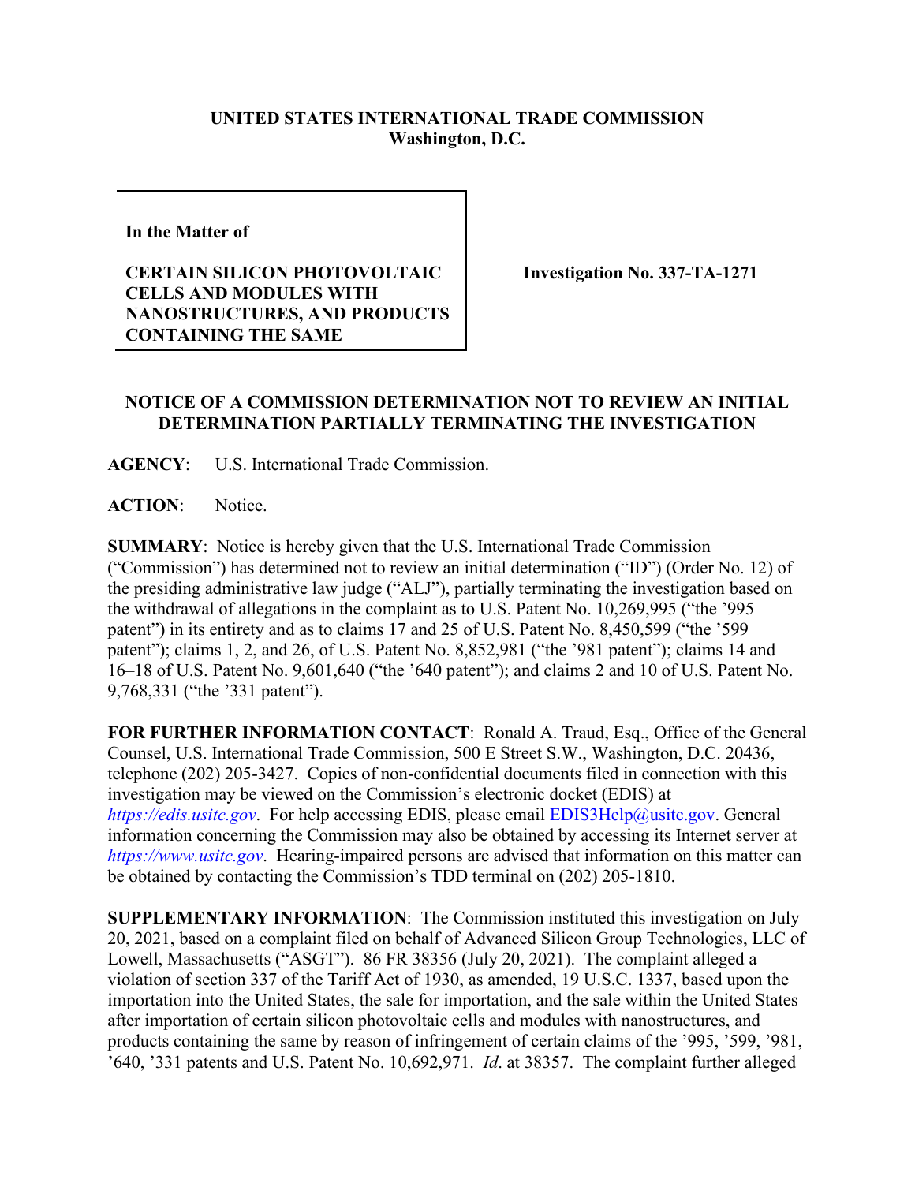**UNITED STATES INTERNATIONAL TRADE COMMISSION**
**Washington, D.C.**

| **In the Matter of**<br><br>**CERTAIN SILICON PHOTOVOLTAIC CELLS AND MODULES WITH NANOSTRUCTURES, AND PRODUCTS CONTAINING THE SAME** | **Investigation No. 337-TA-1271** |
|---|---|

**NOTICE OF A COMMISSION DETERMINATION NOT TO REVIEW AN INITIAL DETERMINATION PARTIALLY TERMINATING THE INVESTIGATION**

**AGENCY**: U.S. International Trade Commission.

**ACTION**: Notice.

**SUMMARY**: Notice is hereby given that the U.S. International Trade Commission ("Commission") has determined not to review an initial determination ("ID") (Order No. 12) of the presiding administrative law judge ("ALJ"), partially terminating the investigation based on the withdrawal of allegations in the complaint as to U.S. Patent No. 10,269,995 ("the '995 patent") in its entirety and as to claims 17 and 25 of U.S. Patent No. 8,450,599 ("the '599 patent"); claims 1, 2, and 26, of U.S. Patent No. 8,852,981 ("the '981 patent"); claims 14 and 16–18 of U.S. Patent No. 9,601,640 ("the '640 patent"); and claims 2 and 10 of U.S. Patent No. 9,768,331 ("the '331 patent").

**FOR FURTHER INFORMATION CONTACT**: Ronald A. Traud, Esq., Office of the General Counsel, U.S. International Trade Commission, 500 E Street S.W., Washington, D.C. 20436, telephone (202) 205-3427. Copies of non-confidential documents filed in connection with this investigation may be viewed on the Commission's electronic docket (EDIS) at *https://edis.usitc.gov*. For help accessing EDIS, please email EDIS3Help@usitc.gov. General information concerning the Commission may also be obtained by accessing its Internet server at *https://www.usitc.gov*. Hearing-impaired persons are advised that information on this matter can be obtained by contacting the Commission's TDD terminal on (202) 205-1810.

**SUPPLEMENTARY INFORMATION**: The Commission instituted this investigation on July 20, 2021, based on a complaint filed on behalf of Advanced Silicon Group Technologies, LLC of Lowell, Massachusetts ("ASGT"). 86 FR 38356 (July 20, 2021). The complaint alleged a violation of section 337 of the Tariff Act of 1930, as amended, 19 U.S.C. 1337, based upon the importation into the United States, the sale for importation, and the sale within the United States after importation of certain silicon photovoltaic cells and modules with nanostructures, and products containing the same by reason of infringement of certain claims of the '995, '599, '981, '640, '331 patents and U.S. Patent No. 10,692,971. *Id*. at 38357. The complaint further alleged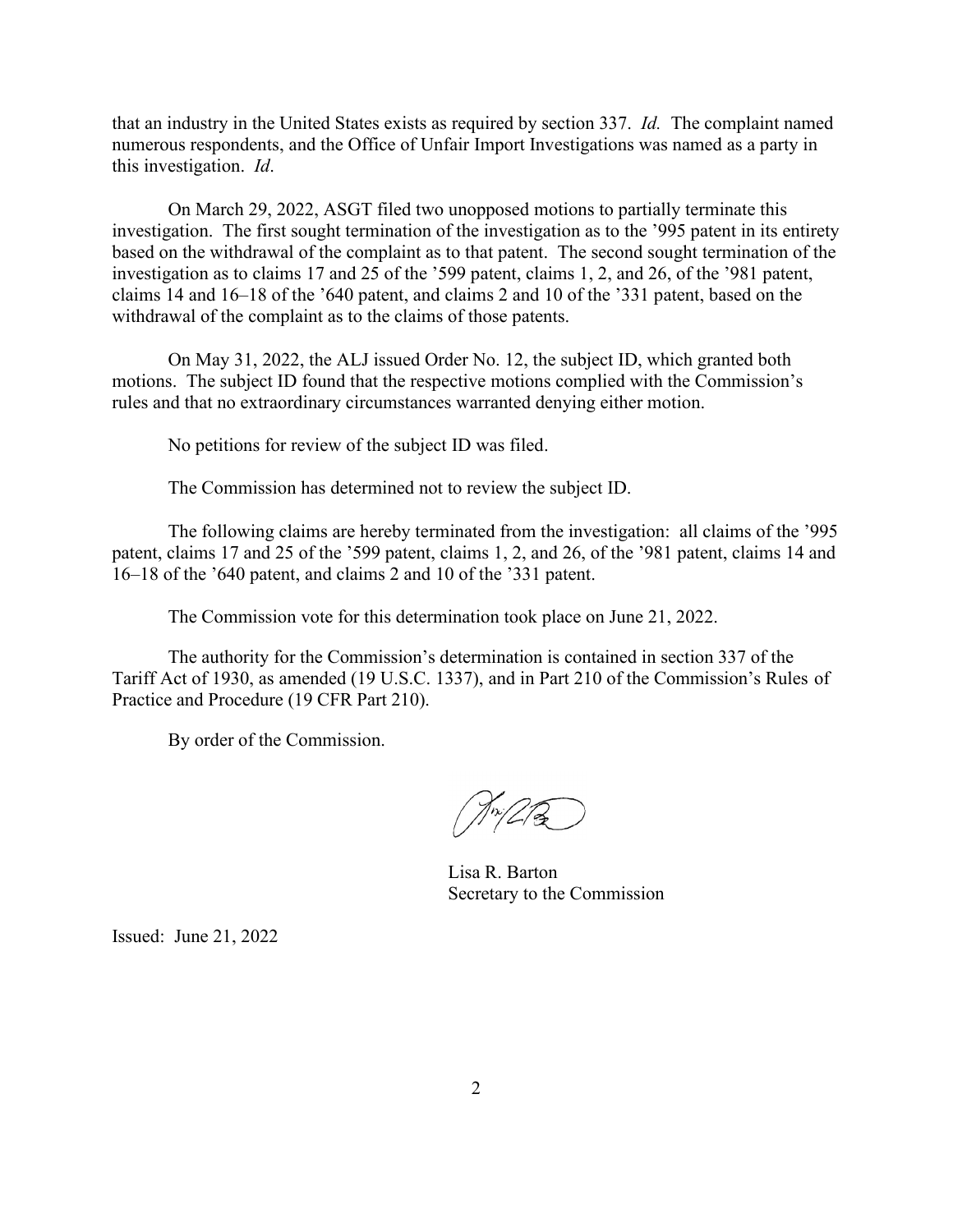that an industry in the United States exists as required by section 337. *Id.* The complaint named numerous respondents, and the Office of Unfair Import Investigations was named as a party in this investigation. *Id*.

On March 29, 2022, ASGT filed two unopposed motions to partially terminate this investigation. The first sought termination of the investigation as to the ’995 patent in its entirety based on the withdrawal of the complaint as to that patent. The second sought termination of the investigation as to claims 17 and 25 of the ’599 patent, claims 1, 2, and 26, of the ’981 patent, claims 14 and 16–18 of the ’640 patent, and claims 2 and 10 of the ’331 patent, based on the withdrawal of the complaint as to the claims of those patents.

On May 31, 2022, the ALJ issued Order No. 12, the subject ID, which granted both motions. The subject ID found that the respective motions complied with the Commission’s rules and that no extraordinary circumstances warranted denying either motion.

No petitions for review of the subject ID was filed.

The Commission has determined not to review the subject ID.

The following claims are hereby terminated from the investigation: all claims of the ’995 patent, claims 17 and 25 of the ’599 patent, claims 1, 2, and 26, of the ’981 patent, claims 14 and 16–18 of the ’640 patent, and claims 2 and 10 of the ’331 patent.

The Commission vote for this determination took place on June 21, 2022.

The authority for the Commission’s determination is contained in section 337 of the Tariff Act of 1930, as amended (19 U.S.C. 1337), and in Part 210 of the Commission’s Rules of Practice and Procedure (19 CFR Part 210).

By order of the Commission.

Lisa R. Barton
Secretary to the Commission

Issued: June 21, 2022